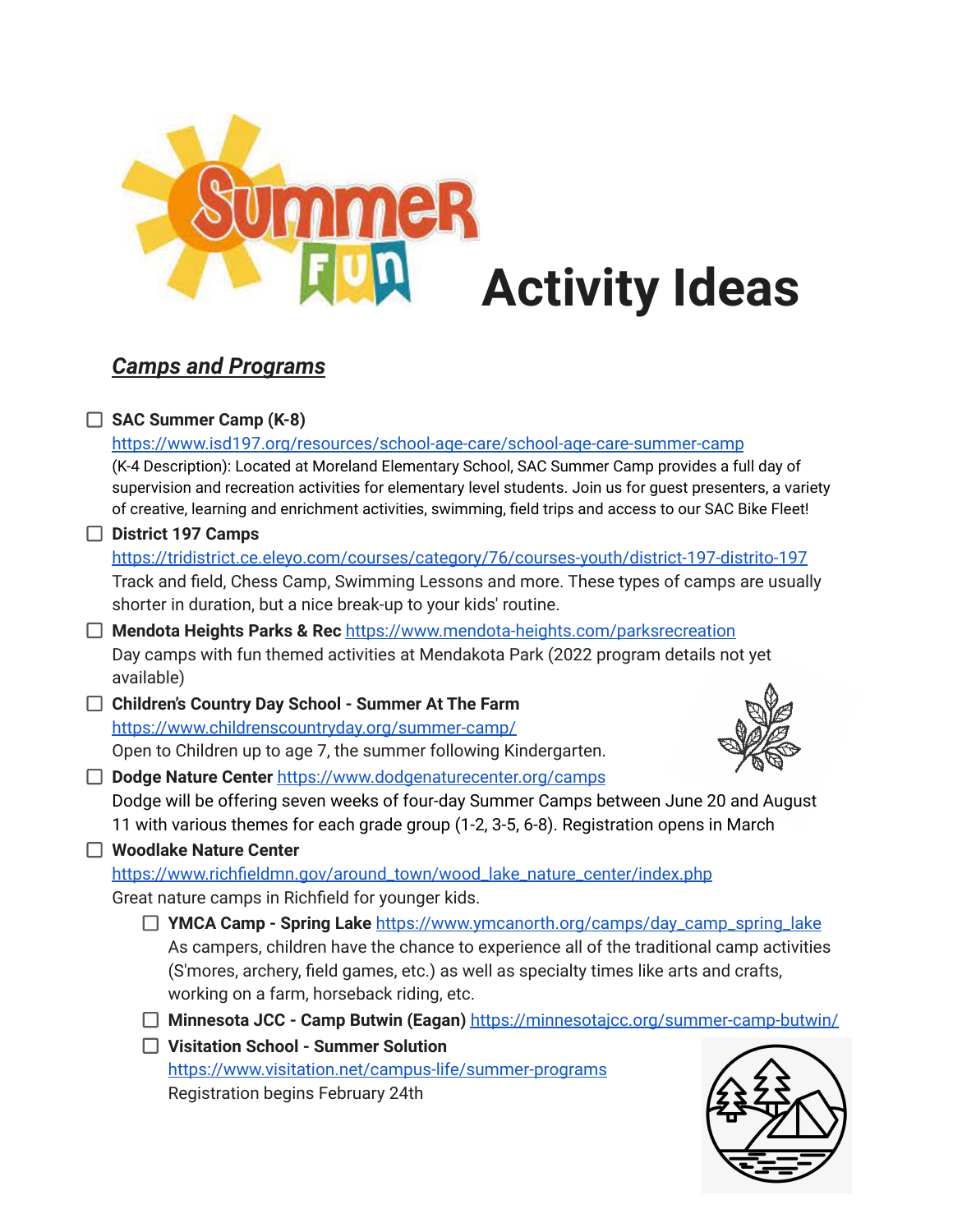# Activity Ideas

## ***Camps and Programs***

- [ ] **SAC Summer Camp (K-8)**
  https://www.isd197.org/resources/school-age-care/school-age-care-summer-camp
  (K-4 Description): Located at Moreland Elementary School, SAC Summer Camp provides a full day of supervision and recreation activities for elementary level students. Join us for guest presenters, a variety of creative, learning and enrichment activities, swimming, field trips and access to our SAC Bike Fleet!
- [ ] **District 197 Camps**
  https://tridistrict.ce.eleyo.com/courses/category/76/courses-youth/district-197-distrito-197
  Track and field, Chess Camp, Swimming Lessons and more. These types of camps are usually shorter in duration, but a nice break-up to your kids' routine.
- [ ] **Mendota Heights Parks & Rec** https://www.mendota-heights.com/parksrecreation
  Day camps with fun themed activities at Mendakota Park (2022 program details not yet available)
- [ ] **Children's Country Day School - Summer At The Farm**
  https://www.childrenscountryday.org/summer-camp/
  Open to Children up to age 7, the summer following Kindergarten.
- [ ] **Dodge Nature Center** https://www.dodgenaturecenter.org/camps
  Dodge will be offering seven weeks of four-day Summer Camps between June 20 and August 11 with various themes for each grade group (1-2, 3-5, 6-8). Registration opens in March
- [ ] **Woodlake Nature Center**
  https://www.richfieldmn.gov/around_town/wood_lake_nature_center/index.php
  Great nature camps in Richfield for younger kids.
  - [ ] **YMCA Camp - Spring Lake** https://www.ymcanorth.org/camps/day_camp_spring_lake
    As campers, children have the chance to experience all of the traditional camp activities (S'mores, archery, field games, etc.) as well as specialty times like arts and crafts, working on a farm, horseback riding, etc.
  - [ ] **Minnesota JCC - Camp Butwin (Eagan)** https://minnesotajcc.org/summer-camp-butwin/
  - [ ] **Visitation School - Summer Solution**
    https://www.visitation.net/campus-life/summer-programs
    Registration begins February 24th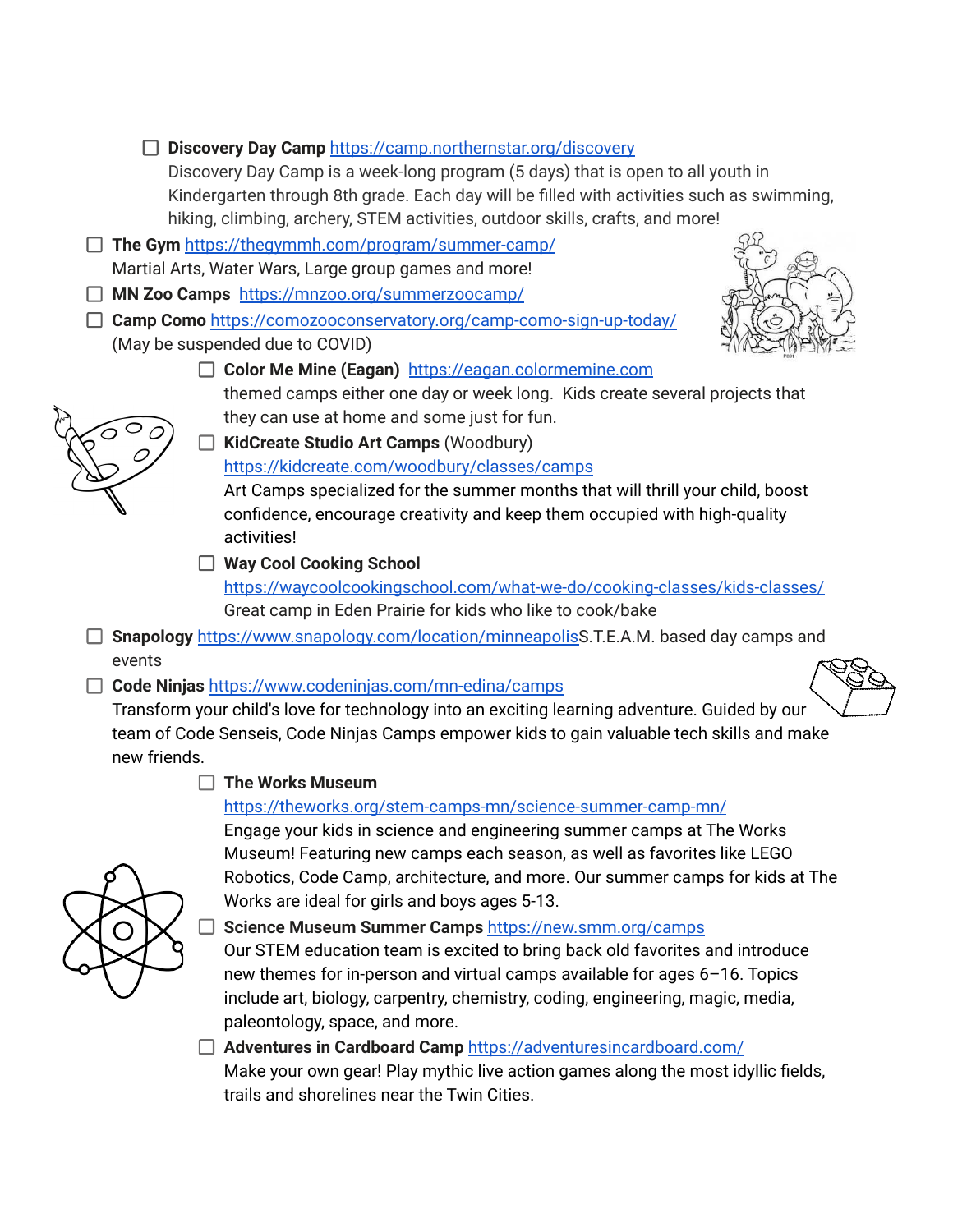- [ ] **Discovery Day Camp** https://camp.northernstar.org/discovery
  Discovery Day Camp is a week-long program (5 days) that is open to all youth in Kindergarten through 8th grade. Each day will be filled with activities such as swimming, hiking, climbing, archery, STEM activities, outdoor skills, crafts, and more!
- [ ] **The Gym** https://thegymmh.com/program/summer-camp/
  Martial Arts, Water Wars, Large group games and more!
- [ ] **MN Zoo Camps** https://mnzoo.org/summerzoocamp/
- [ ] **Camp Como** https://comozooconservatory.org/camp-como-sign-up-today/
  (May be suspended due to COVID)
- [ ] **Color Me Mine (Eagan)** https://eagan.colormemine.com
  themed camps either one day or week long. Kids create several projects that they can use at home and some just for fun.
- [ ] **KidCreate Studio Art Camps** (Woodbury)
  https://kidcreate.com/woodbury/classes/camps
  Art Camps specialized for the summer months that will thrill your child, boost confidence, encourage creativity and keep them occupied with high-quality activities!
- [ ] **Way Cool Cooking School**
  https://waycoolcookingschool.com/what-we-do/cooking-classes/kids-classes/
  Great camp in Eden Prairie for kids who like to cook/bake
- [ ] **Snapology** https://www.snapology.com/location/minneapolisS.T.E.A.M. based day camps and events
- [ ] **Code Ninjas** https://www.codeninjas.com/mn-edina/camps
  Transform your child's love for technology into an exciting learning adventure. Guided by our team of Code Senseis, Code Ninjas Camps empower kids to gain valuable tech skills and make new friends.
- [ ] **The Works Museum**
  https://theworks.org/stem-camps-mn/science-summer-camp-mn/
  Engage your kids in science and engineering summer camps at The Works Museum! Featuring new camps each season, as well as favorites like LEGO Robotics, Code Camp, architecture, and more. Our summer camps for kids at The Works are ideal for girls and boys ages 5-13.
- [ ] **Science Museum Summer Camps** https://new.smm.org/camps
  Our STEM education team is excited to bring back old favorites and introduce new themes for in-person and virtual camps available for ages 6–16. Topics include art, biology, carpentry, chemistry, coding, engineering, magic, media, paleontology, space, and more.
- [ ] **Adventures in Cardboard Camp** https://adventuresincardboard.com/
  Make your own gear! Play mythic live action games along the most idyllic fields, trails and shorelines near the Twin Cities.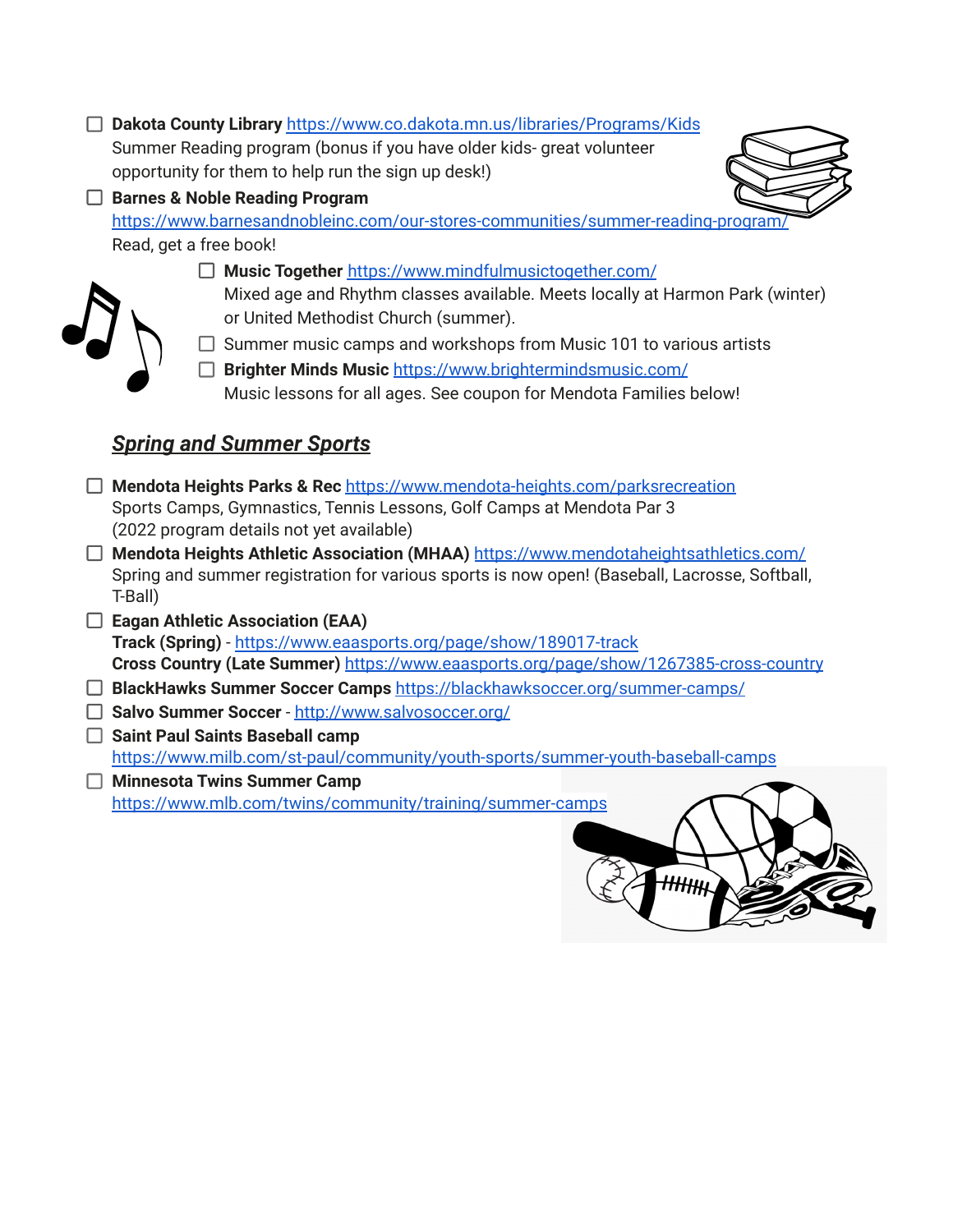- [ ] **Dakota County Library** https://www.co.dakota.mn.us/libraries/Programs/Kids
  Summer Reading program (bonus if you have older kids- great volunteer opportunity for them to help run the sign up desk!)
- [ ] **Barnes & Noble Reading Program**
  https://www.barnesandnobleinc.com/our-stores-communities/summer-reading-program/
  Read, get a free book!
  - [ ] **Music Together** https://www.mindfulmusictogether.com/
    Mixed age and Rhythm classes available. Meets locally at Harmon Park (winter) or United Methodist Church (summer).
  - [ ] Summer music camps and workshops from Music 101 to various artists
  - [ ] **Brighter Minds Music** https://www.brightermindsmusic.com/
    Music lessons for all ages. See coupon for Mendota Families below!

## ***Spring and Summer Sports***

- [ ] **Mendota Heights Parks & Rec** https://www.mendota-heights.com/parksrecreation
  Sports Camps, Gymnastics, Tennis Lessons, Golf Camps at Mendota Par 3
  (2022 program details not yet available)
- [ ] **Mendota Heights Athletic Association (MHAA)** https://www.mendotaheightsathletics.com/
  Spring and summer registration for various sports is now open! (Baseball, Lacrosse, Softball, T-Ball)
- [ ] **Eagan Athletic Association (EAA)**
  **Track (Spring)** - https://www.eaasports.org/page/show/189017-track
  **Cross Country (Late Summer)** https://www.eaasports.org/page/show/1267385-cross-country
- [ ] **BlackHawks Summer Soccer Camps** https://blackhawksoccer.org/summer-camps/
- [ ] **Salvo Summer Soccer** - http://www.salvosoccer.org/
- [ ] **Saint Paul Saints Baseball camp**
  https://www.milb.com/st-paul/community/youth-sports/summer-youth-baseball-camps
- [ ] **Minnesota Twins Summer Camp**
  https://www.mlb.com/twins/community/training/summer-camps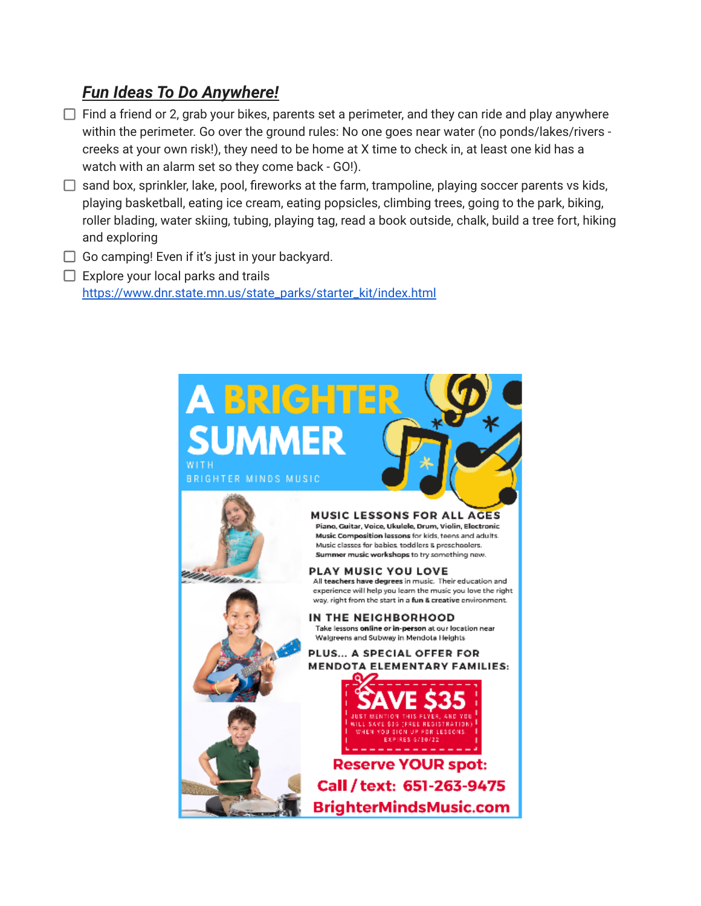## ***Fun Ideas To Do Anywhere!***

- [ ] Find a friend or 2, grab your bikes, parents set a perimeter, and they can ride and play anywhere within the perimeter. Go over the ground rules: No one goes near water (no ponds/lakes/rivers - creeks at your own risk!), they need to be home at X time to check in, at least one kid has a watch with an alarm set so they come back - GO!).
- [ ] sand box, sprinkler, lake, pool, fireworks at the farm, trampoline, playing soccer parents vs kids, playing basketball, eating ice cream, eating popsicles, climbing trees, going to the park, biking, roller blading, water skiing, tubing, playing tag, read a book outside, chalk, build a tree fort, hiking and exploring
- [ ] Go camping! Even if it's just in your backyard.
- [ ] Explore your local parks and trails [https://www.dnr.state.mn.us/state_parks/starter_kit/index.html](https://www.dnr.state.mn.us/state_parks/starter_kit/index.html)

# A BRIGHTER SUMMER

WITH BRIGHTER MINDS MUSIC

**MUSIC LESSONS FOR ALL AGES**

**Piano, Guitar, Voice, Ukulele, Drum, Violin, Electronic**
**Music Composition lessons** for kids, teens and adults.
Music classes for babies, toddlers & preschoolers.
**Summer music workshops** to try something new.

**PLAY MUSIC YOU LOVE**

All **teachers have degrees** in music. Their education and experience will help you learn the music you love the right way, right from the start in a **fun & creative** environment.

**IN THE NEIGHBORHOOD**

Take lessons **online or in-person** at our location near Walgreens and Subway in Mendota Heights

**PLUS... A SPECIAL OFFER FOR MENDOTA ELEMENTARY FAMILIES:**

**SAVE $35**

JUST MENTION THIS FLYER, AND YOU WILL SAVE $35 (FREE REGISTRATION) WHEN YOU SIGN UP FOR LESSONS. EXPIRES 6/30/22

**Reserve YOUR spot:**

**Call / text: 651-263-9475**

**BrighterMindsMusic.com**